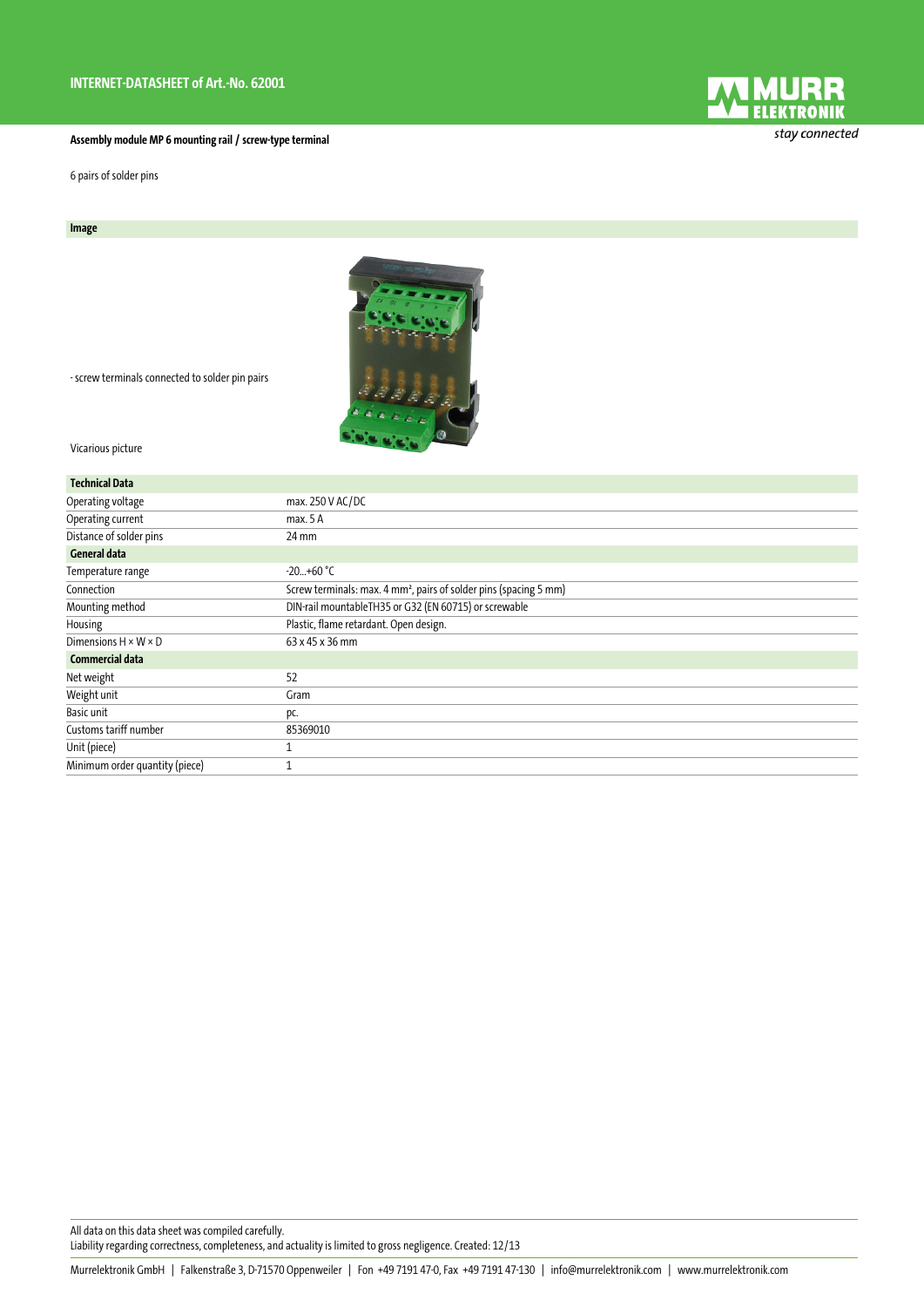# INTERNET-DATASHEET of Art.-No. 62001

**Assembly module MP 6 mounting rail / screw-type terminal**

6 pairs of solder pins

## Image

- screw terminals connected to solder pin pairs

Vicarious picture

| Technical Data | |
|---|---|
| Operating voltage | max. 250 V AC/DC |
| Operating current | max. 5 A |
| Distance of solder pins | 24 mm |
| **General data** | |
| Temperature range | -20...+60 °C |
| Connection | Screw terminals: max. 4 mm², pairs of solder pins (spacing 5 mm) |
| Mounting method | DIN-rail mountableTH35 or G32 (EN 60715) or screwable |
| Housing | Plastic, flame retardant. Open design. |
| Dimensions H × W × D | 63 x 45 x 36 mm |
| **Commercial data** | |
| Net weight | 52 |
| Weight unit | Gram |
| Basic unit | pc. |
| Customs tariff number | 85369010 |
| Unit (piece) | 1 |
| Minimum order quantity (piece) | 1 |

All data on this data sheet was compiled carefully.
Liability regarding correctness, completeness, and actuality is limited to gross negligence. Created: 12/13

Murrelektronik GmbH | Falkenstraße 3, D-71570 Oppenweiler | Fon +49 7191 47-0, Fax +49 7191 47-130 | info@murrelektronik.com | www.murrelektronik.com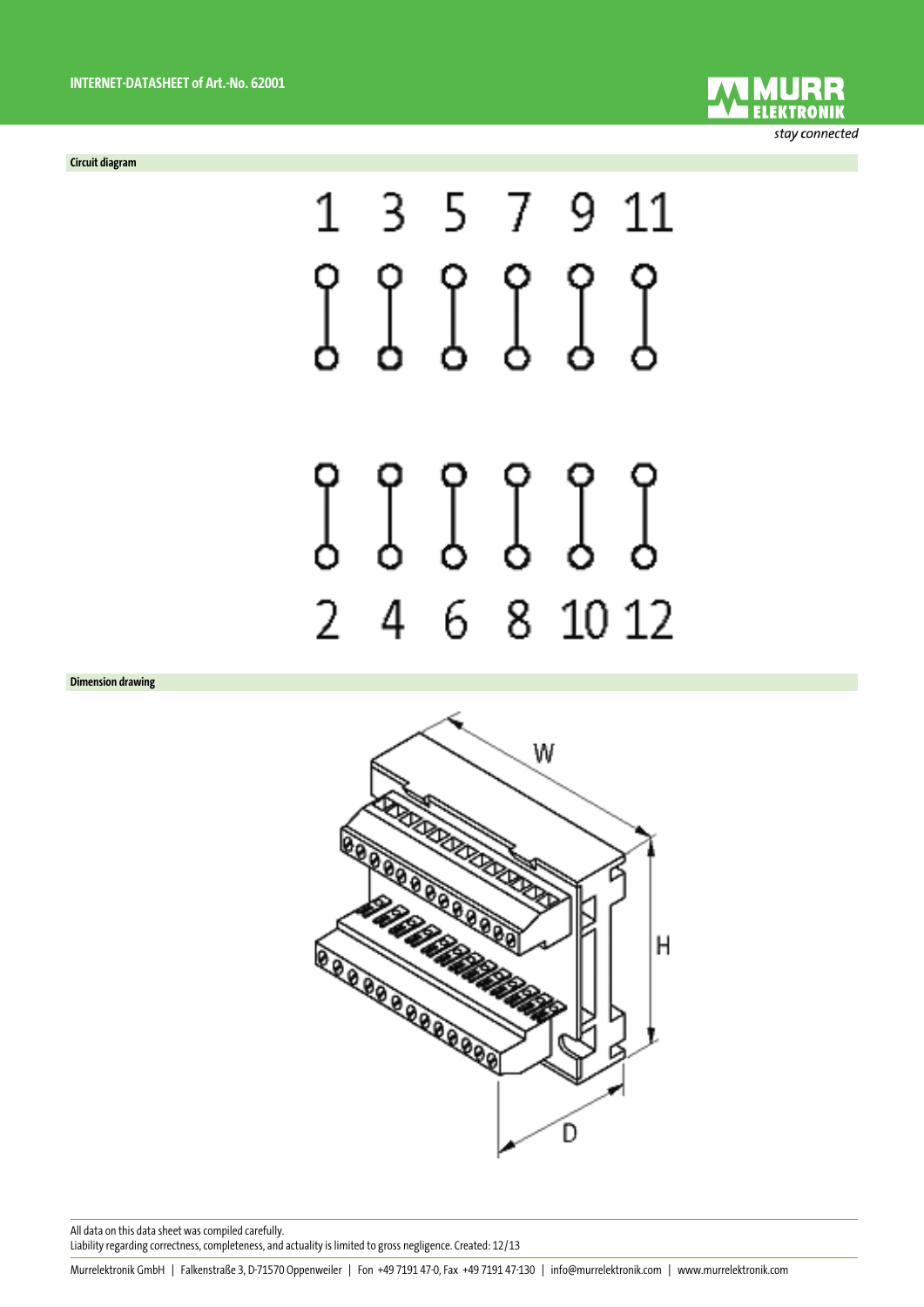## Circuit diagram

1 3 5 7 9 11

2 4 6 8 10 12

## Dimension drawing

W

H

D

All data on this data sheet was compiled carefully.
Liability regarding correctness, completeness, and actuality is limited to gross negligence. Created: 12/13

Murrelektronik GmbH | Falkenstraße 3, D-71570 Oppenweiler | Fon +49 7191 47-0, Fax +49 7191 47-130 | info@murrelektronik.com | www.murrelektronik.com